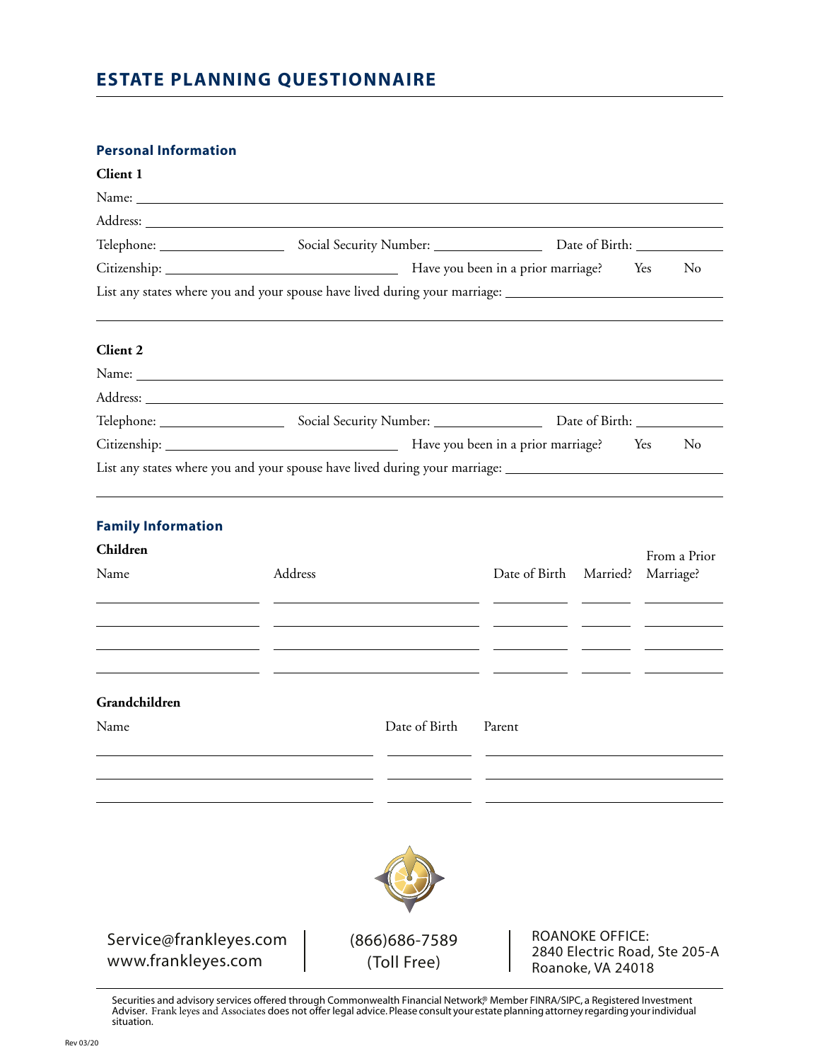# ESTATE PLANNING QUESTIONNAIRE

## Personal Information

### Client 1

Name: ______________________________________________

Address: ______________________________________________

Telephone: ________________ Social Security Number: ________________ Date of Birth: ____________

Citizenship: ______________________________ Have you been in a prior marriage? Yes No

List any states where you and your spouse have lived during your marriage: ______________________________

______________________________________________

### Client 2

Name: ______________________________________________

Address: ______________________________________________

Telephone: ________________ Social Security Number: ________________ Date of Birth: ____________

Citizenship: ______________________________ Have you been in a prior marriage? Yes No

List any states where you and your spouse have lived during your marriage: ______________________________

______________________________________________

## Family Information

### Children

| Name | Address | Date of Birth | Married? | From a Prior Marriage? |
|---|---|---|---|---|
| | | | | |
| | | | | |
| | | | | |
| | | | | |

### Grandchildren

| Name | Date of Birth | Parent |
|---|---|---|
| | | |
| | | |
| | | |

Service@frankleyes.com
www.frankleyes.com

(866)686-7589
(Toll Free)

ROANOKE OFFICE:
2840 Electric Road, Ste 205-A
Roanoke, VA 24018

Securities and advisory services offered through Commonwealth Financial Network®, Member FINRA/SIPC, a Registered Investment Adviser. Frank leyes and Associates does not offer legal advice. Please consult your estate planning attorney regarding your individual situation.

Rev 03/20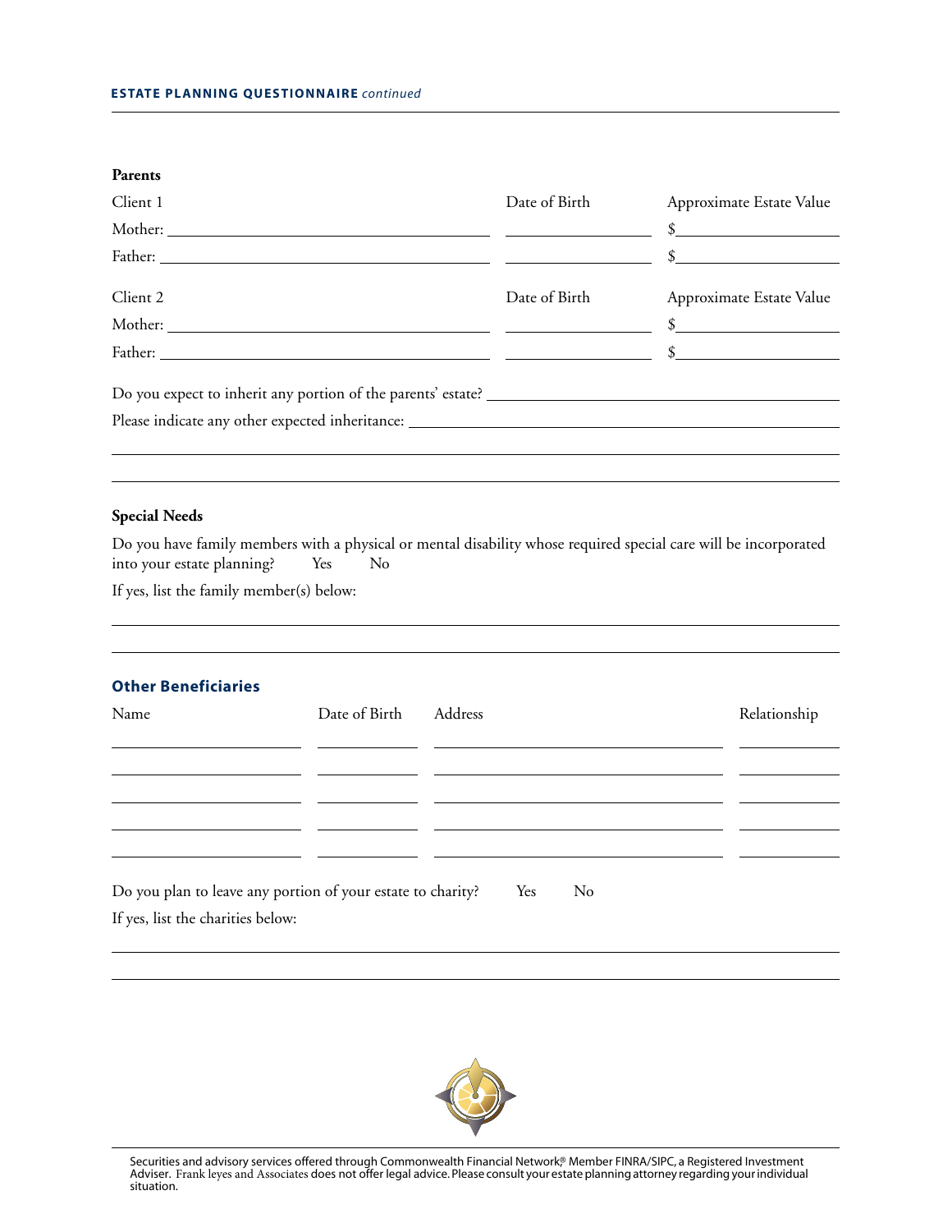**Parents**

| Client 1 | Date of Birth | Approximate Estate Value |
|---|---|---|
| Mother: ______________________ | ____________ | $____________ |
| Father: ______________________ | ____________ | $____________ |

| Client 2 | Date of Birth | Approximate Estate Value |
|---|---|---|
| Mother: ______________________ | ____________ | $____________ |
| Father: ______________________ | ____________ | $____________ |

Do you expect to inherit any portion of the parents' estate? ______________________

Please indicate any other expected inheritance: ______________________

______________________

______________________

**Special Needs**

Do you have family members with a physical or mental disability whose required special care will be incorporated into your estate planning? Yes No

If yes, list the family member(s) below:

______________________

______________________

## Other Beneficiaries

| Name | Date of Birth | Address | Relationship |
|---|---|---|---|
| | | | |
| | | | |
| | | | |
| | | | |
| | | | |

Do you plan to leave any portion of your estate to charity? Yes No

If yes, list the charities below:

______________________

______________________

Securities and advisory services offered through Commonwealth Financial Network®, Member FINRA/SIPC, a Registered Investment Adviser. Frank Ieyes and Associates does not offer legal advice. Please consult your estate planning attorney regarding your individual situation.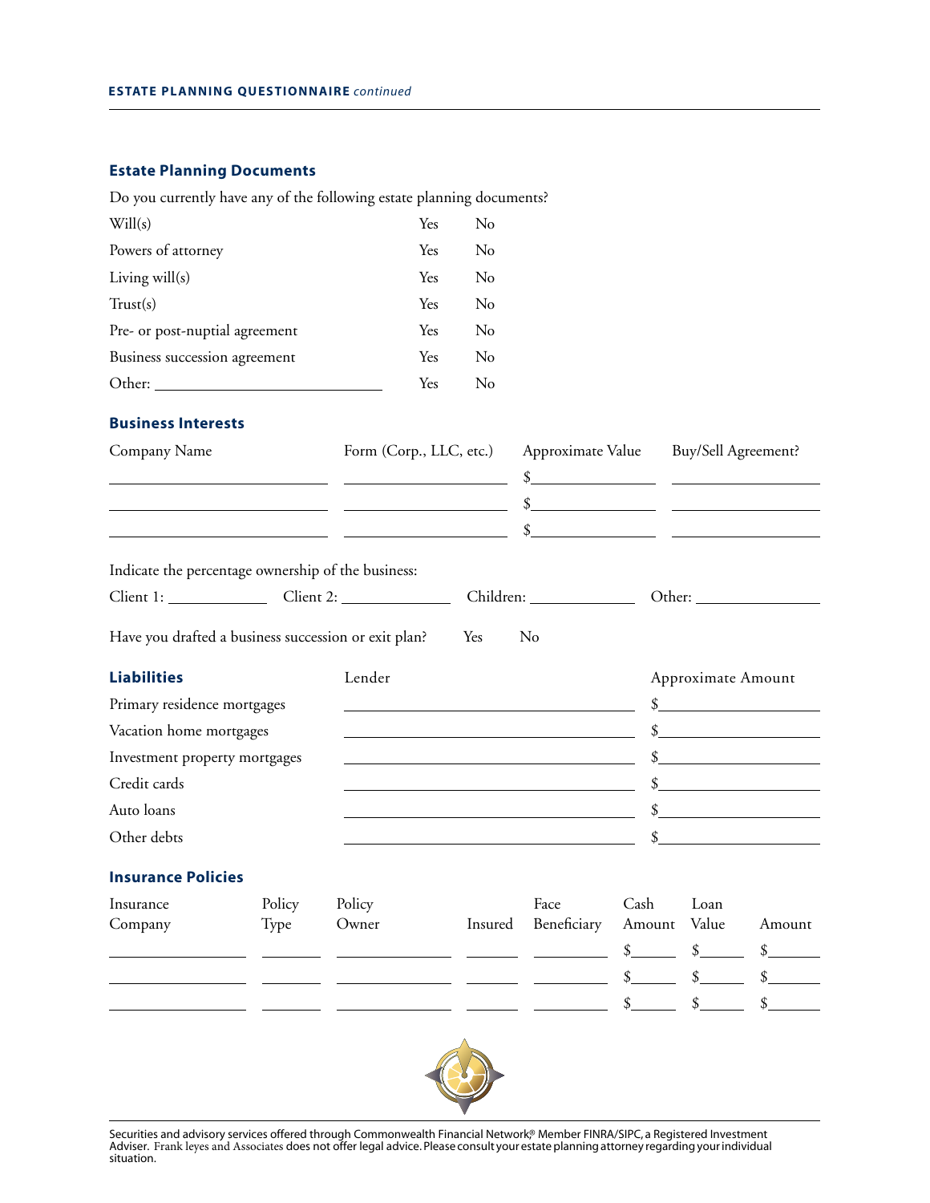## Estate Planning Documents

Do you currently have any of the following estate planning documents?

| | | |
|---|---|---|
| Will(s) | Yes | No |
| Powers of attorney | Yes | No |
| Living will(s) | Yes | No |
| Trust(s) | Yes | No |
| Pre- or post-nuptial agreement | Yes | No |
| Business succession agreement | Yes | No |
| Other: ____________________ | Yes | No |

## Business Interests

| Company Name | Form (Corp., LLC, etc.) | Approximate Value | Buy/Sell Agreement? |
|---|---|---|---|
| | | $ | |
| | | $ | |
| | | $ | |

Indicate the percentage ownership of the business:

Client 1: __________ Client 2: __________ Children: __________ Other: __________

Have you drafted a business succession or exit plan? Yes No

## Liabilities

| | Lender | Approximate Amount |
|---|---|---|
| Primary residence mortgages | | $ |
| Vacation home mortgages | | $ |
| Investment property mortgages | | $ |
| Credit cards | | $ |
| Auto loans | | $ |
| Other debts | | $ |

## Insurance Policies

| Insurance Company | Policy Type | Policy Owner | Insured | Face Beneficiary | Cash Amount | Loan Value | Amount |
|---|---|---|---|---|---|---|---|
| | | | | | $ | $ | $ |
| | | | | | $ | $ | $ |
| | | | | | $ | $ | $ |

Securities and advisory services offered through Commonwealth Financial Network®, Member FINRA/SIPC, a Registered Investment Adviser. Frank Ieyes and Associates does not offer legal advice. Please consult your estate planning attorney regarding your individual situation.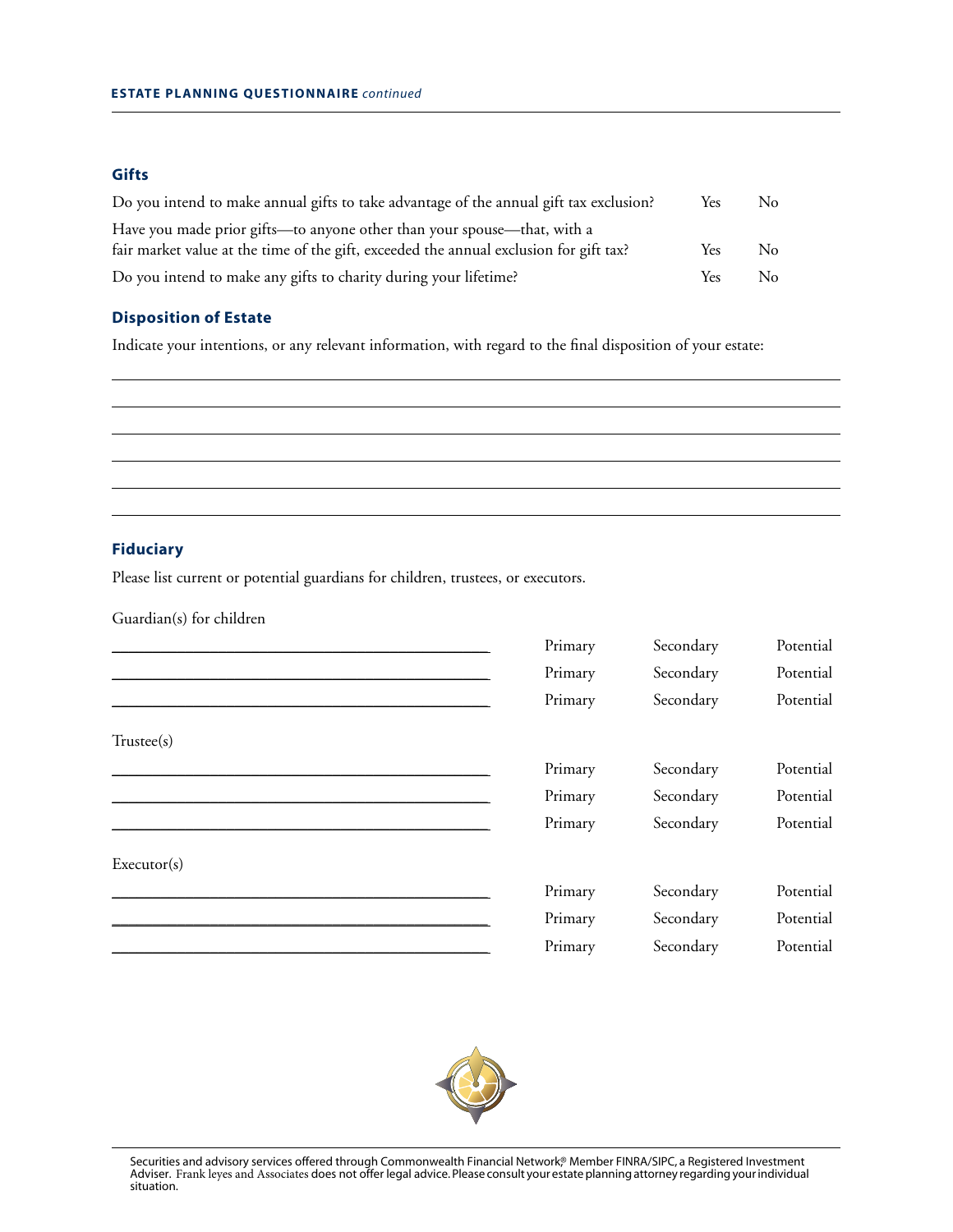## Gifts

| | | |
|---|---|---|
| Do you intend to make annual gifts to take advantage of the annual gift tax exclusion? | Yes | No |
| Have you made prior gifts—to anyone other than your spouse—that, with a fair market value at the time of the gift, exceeded the annual exclusion for gift tax? | Yes | No |
| Do you intend to make any gifts to charity during your lifetime? | Yes | No |

## Disposition of Estate

Indicate your intentions, or any relevant information, with regard to the final disposition of your estate:

______________________________________________________________________________

______________________________________________________________________________

______________________________________________________________________________

______________________________________________________________________________

______________________________________________________________________________

______________________________________________________________________________

## Fiduciary

Please list current or potential guardians for children, trustees, or executors.

Guardian(s) for children

| | | | |
|---|---|---|---|
| ______________________________ | Primary | Secondary | Potential |
| ______________________________ | Primary | Secondary | Potential |
| ______________________________ | Primary | Secondary | Potential |

Trustee(s)

| | | | |
|---|---|---|---|
| ______________________________ | Primary | Secondary | Potential |
| ______________________________ | Primary | Secondary | Potential |
| ______________________________ | Primary | Secondary | Potential |

Executor(s)

| | | | |
|---|---|---|---|
| ______________________________ | Primary | Secondary | Potential |
| ______________________________ | Primary | Secondary | Potential |
| ______________________________ | Primary | Secondary | Potential |

Securities and advisory services offered through Commonwealth Financial Network®, Member FINRA/SIPC, a Registered Investment Adviser. Frank leyes and Associates does not offer legal advice. Please consult your estate planning attorney regarding your individual situation.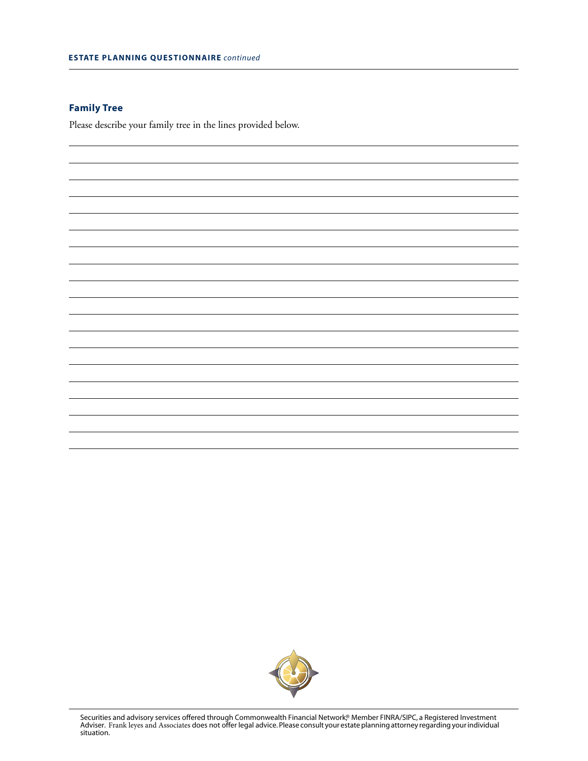## Family Tree

Please describe your family tree in the lines provided below.

Securities and advisory services offered through Commonwealth Financial Network,® Member FINRA/SIPC, a Registered Investment Adviser. Frank leyes and Associates does not offer legal advice. Please consult your estate planning attorney regarding your individual situation.